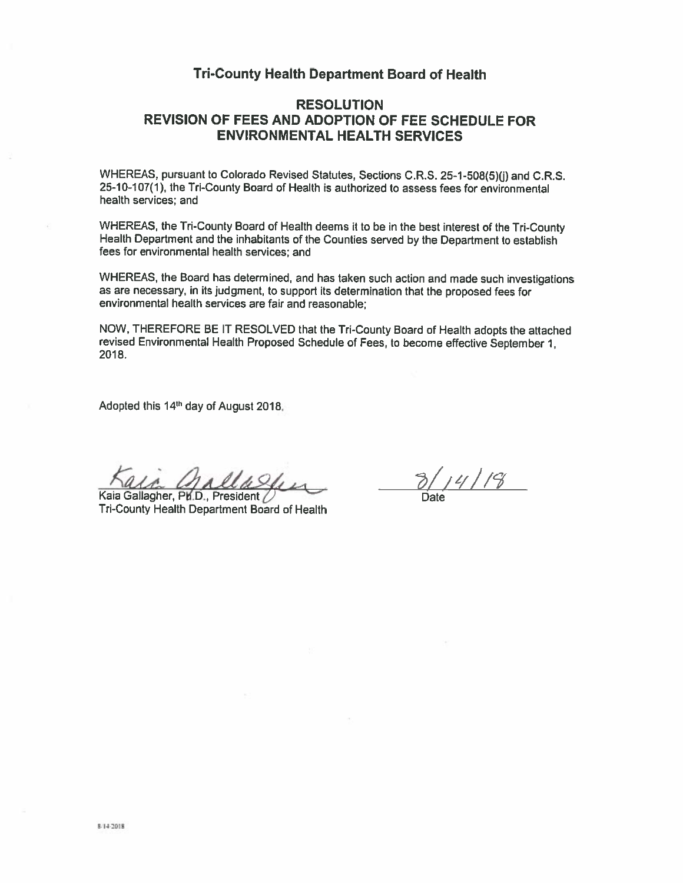# Tri-County Health Department Board of Health

## RESOLUTION
## REVISION OF FEES AND ADOPTION OF FEE SCHEDULE FOR ENVIRONMENTAL HEALTH SERVICES

WHEREAS, pursuant to Colorado Revised Statutes, Sections C.R.S. 25-1-508(5)(j) and C.R.S. 25-10-107(1), the Tri-County Board of Health is authorized to assess fees for environmental health services; and

WHEREAS, the Tri-County Board of Health deems it to be in the best interest of the Tri-County Health Department and the inhabitants of the Counties served by the Department to establish fees for environmental health services; and

WHEREAS, the Board has determined, and has taken such action and made such investigations as are necessary, in its judgment, to support its determination that the proposed fees for environmental health services are fair and reasonable;

NOW, THEREFORE BE IT RESOLVED that the Tri-County Board of Health adopts the attached revised Environmental Health Proposed Schedule of Fees, to become effective September 1, 2018.

Adopted this 14th day of August 2018.

Kaia Gallagher, Ph.D., President
Tri-County Health Department Board of Health

8/14/18
Date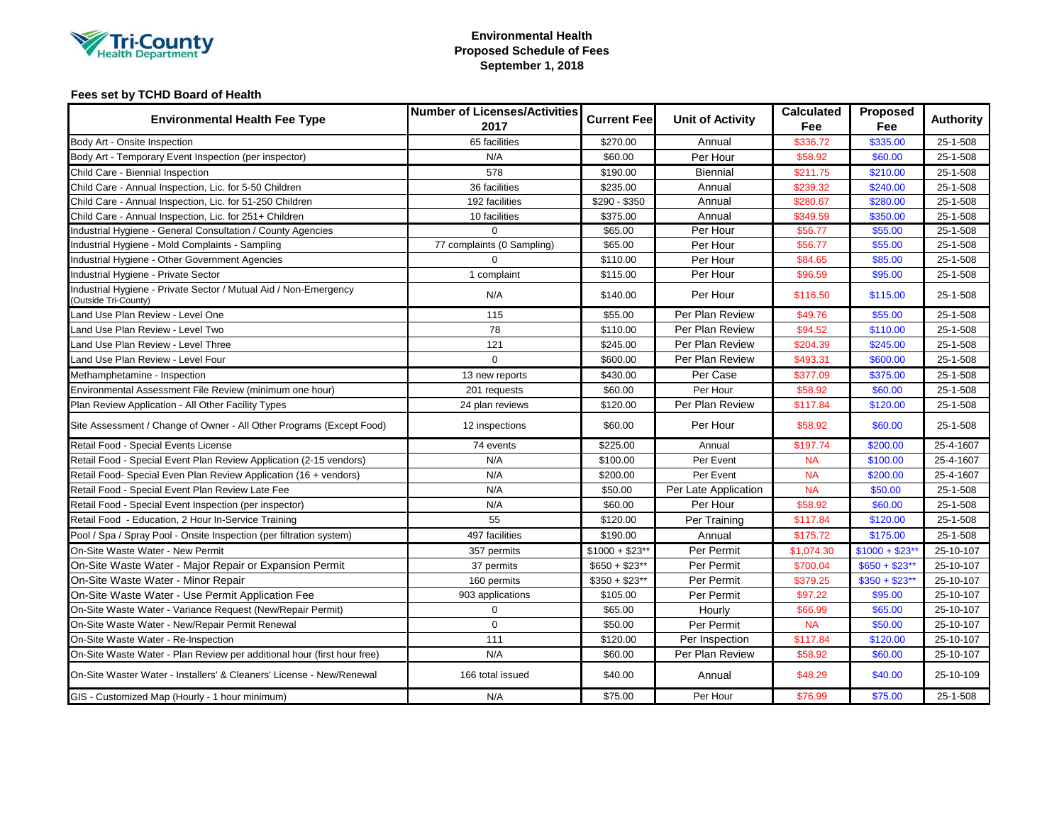**Tri-County Health Department**

# Environmental Health
## Proposed Schedule of Fees
## September 1, 2018

### Fees set by TCHD Board of Health

| Environmental Health Fee Type | Number of Licenses/Activities 2017 | Current Fee | Unit of Activity | Calculated Fee | Proposed Fee | Authority |
|---|---|---|---|---|---|---|
| Body Art - Onsite Inspection | 65 facilities | $270.00 | Annual | $336.72 | $335.00 | 25-1-508 |
| Body Art - Temporary Event Inspection (per inspector) | N/A | $60.00 | Per Hour | $58.92 | $60.00 | 25-1-508 |
| Child Care - Biennial Inspection | 578 | $190.00 | Biennial | $211.75 | $210.00 | 25-1-508 |
| Child Care - Annual Inspection, Lic. for 5-50 Children | 36 facilities | $235.00 | Annual | $239.32 | $240.00 | 25-1-508 |
| Child Care - Annual Inspection, Lic. for 51-250 Children | 192 facilities | $290 - $350 | Annual | $280.67 | $280.00 | 25-1-508 |
| Child Care - Annual Inspection, Lic. for 251+ Children | 10 facilities | $375.00 | Annual | $349.59 | $350.00 | 25-1-508 |
| Industrial Hygiene - General Consultation / County Agencies | 0 | $65.00 | Per Hour | $56.77 | $55.00 | 25-1-508 |
| Industrial Hygiene - Mold Complaints - Sampling | 77 complaints (0 Sampling) | $65.00 | Per Hour | $56.77 | $55.00 | 25-1-508 |
| Industrial Hygiene - Other Government Agencies | 0 | $110.00 | Per Hour | $84.65 | $85.00 | 25-1-508 |
| Industrial Hygiene - Private Sector | 1 complaint | $115.00 | Per Hour | $96.59 | $95.00 | 25-1-508 |
| Industrial Hygiene - Private Sector / Mutual Aid / Non-Emergency (Outside Tri-County) | N/A | $140.00 | Per Hour | $116.50 | $115.00 | 25-1-508 |
| Land Use Plan Review - Level One | 115 | $55.00 | Per Plan Review | $49.76 | $55.00 | 25-1-508 |
| Land Use Plan Review - Level Two | 78 | $110.00 | Per Plan Review | $94.52 | $110.00 | 25-1-508 |
| Land Use Plan Review - Level Three | 121 | $245.00 | Per Plan Review | $204.39 | $245.00 | 25-1-508 |
| Land Use Plan Review - Level Four | 0 | $600.00 | Per Plan Review | $493.31 | $600.00 | 25-1-508 |
| Methamphetamine - Inspection | 13 new reports | $430.00 | Per Case | $377.09 | $375.00 | 25-1-508 |
| Environmental Assessment File Review (minimum one hour) | 201 requests | $60.00 | Per Hour | $58.92 | $60.00 | 25-1-508 |
| Plan Review Application - All Other Facility Types | 24 plan reviews | $120.00 | Per Plan Review | $117.84 | $120.00 | 25-1-508 |
| Site Assessment / Change of Owner - All Other Programs (Except Food) | 12 inspections | $60.00 | Per Hour | $58.92 | $60.00 | 25-1-508 |
| Retail Food - Special Events License | 74 events | $225.00 | Annual | $197.74 | $200.00 | 25-4-1607 |
| Retail Food - Special Event Plan Review Application (2-15 vendors) | N/A | $100.00 | Per Event | NA | $100.00 | 25-4-1607 |
| Retail Food- Special Even Plan Review Application (16 + vendors) | N/A | $200.00 | Per Event | NA | $200.00 | 25-4-1607 |
| Retail Food - Special Event Plan Review Late Fee | N/A | $50.00 | Per Late Application | NA | $50.00 | 25-1-508 |
| Retail Food - Special Event Inspection (per inspector) | N/A | $60.00 | Per Hour | $58.92 | $60.00 | 25-1-508 |
| Retail Food - Education, 2 Hour In-Service Training | 55 | $120.00 | Per Training | $117.84 | $120.00 | 25-1-508 |
| Pool / Spa / Spray Pool - Onsite Inspection (per filtration system) | 497 facilities | $190.00 | Annual | $175.72 | $175.00 | 25-1-508 |
| On-Site Waste Water - New Permit | 357 permits | $1000 + $23** | Per Permit | $1,074.30 | $1000 + $23** | 25-10-107 |
| On-Site Waste Water - Major Repair or Expansion Permit | 37 permits | $650 + $23** | Per Permit | $700.04 | $650 + $23** | 25-10-107 |
| On-Site Waste Water - Minor Repair | 160 permits | $350 + $23** | Per Permit | $379.25 | $350 + $23** | 25-10-107 |
| On-Site Waste Water - Use Permit Application Fee | 903 applications | $105.00 | Per Permit | $97.22 | $95.00 | 25-10-107 |
| On-Site Waste Water - Variance Request (New/Repair Permit) | 0 | $65.00 | Hourly | $66.99 | $65.00 | 25-10-107 |
| On-Site Waste Water - New/Repair Permit Renewal | 0 | $50.00 | Per Permit | NA | $50.00 | 25-10-107 |
| On-Site Waste Water - Re-Inspection | 111 | $120.00 | Per Inspection | $117.84 | $120.00 | 25-10-107 |
| On-Site Waste Water - Plan Review per additional hour (first hour free) | N/A | $60.00 | Per Plan Review | $58.92 | $60.00 | 25-10-107 |
| On-Site Waster Water - Installers' & Cleaners' License - New/Renewal | 166 total issued | $40.00 | Annual | $48.29 | $40.00 | 25-10-109 |
| GIS - Customized Map (Hourly - 1 hour minimum) | N/A | $75.00 | Per Hour | $76.99 | $75.00 | 25-1-508 |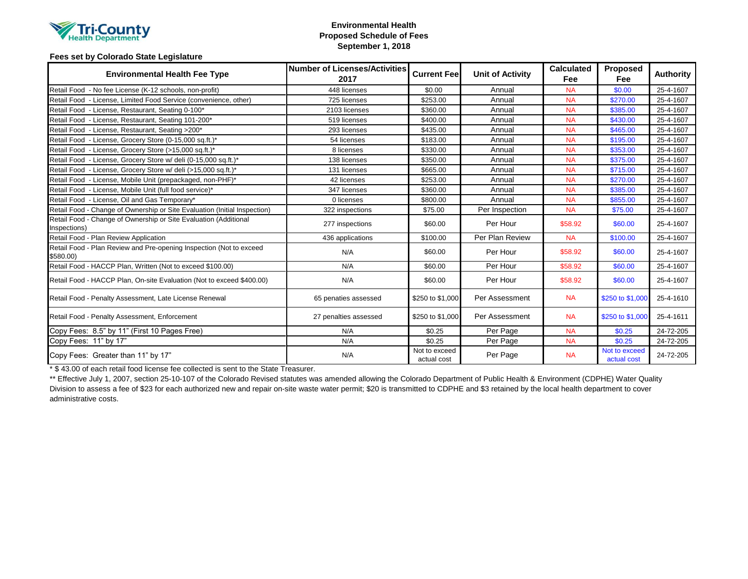Tri-County Health Department

# Environmental Health
## Proposed Schedule of Fees
## September 1, 2018

**Fees set by Colorado State Legislature**

| Environmental Health Fee Type | Number of Licenses/Activities 2017 | Current Fee | Unit of Activity | Calculated Fee | Proposed Fee | Authority |
|---|---|---|---|---|---|---|
| Retail Food - No fee License (K-12 schools, non-profit) | 448 licenses | $0.00 | Annual | NA | $0.00 | 25-4-1607 |
| Retail Food - License, Limited Food Service (convenience, other) | 725 licenses | $253.00 | Annual | NA | $270.00 | 25-4-1607 |
| Retail Food - License, Restaurant, Seating 0-100* | 2103 licenses | $360.00 | Annual | NA | $385.00 | 25-4-1607 |
| Retail Food - License, Restaurant, Seating 101-200* | 519 licenses | $400.00 | Annual | NA | $430.00 | 25-4-1607 |
| Retail Food - License, Restaurant, Seating >200* | 293 licenses | $435.00 | Annual | NA | $465.00 | 25-4-1607 |
| Retail Food - License, Grocery Store (0-15,000 sq.ft.)* | 54 licenses | $183.00 | Annual | NA | $195.00 | 25-4-1607 |
| Retail Food - License, Grocery Store (>15,000 sq.ft.)* | 8 licenses | $330.00 | Annual | NA | $353.00 | 25-4-1607 |
| Retail Food - License, Grocery Store w/ deli (0-15,000 sq.ft.)* | 138 licenses | $350.00 | Annual | NA | $375.00 | 25-4-1607 |
| Retail Food - License, Grocery Store w/ deli (>15,000 sq.ft.)* | 131 licenses | $665.00 | Annual | NA | $715.00 | 25-4-1607 |
| Retail Food - License, Mobile Unit (prepackaged, non-PHF)* | 42 licenses | $253.00 | Annual | NA | $270.00 | 25-4-1607 |
| Retail Food - License, Mobile Unit (full food service)* | 347 licenses | $360.00 | Annual | NA | $385.00 | 25-4-1607 |
| Retail Food - License, Oil and Gas Temporary* | 0 licenses | $800.00 | Annual | NA | $855.00 | 25-4-1607 |
| Retail Food - Change of Ownership or Site Evaluation (Initial Inspection) | 322 inspections | $75.00 | Per Inspection | NA | $75.00 | 25-4-1607 |
| Retail Food - Change of Ownership or Site Evaluation (Additional Inspections) | 277 inspections | $60.00 | Per Hour | $58.92 | $60.00 | 25-4-1607 |
| Retail Food - Plan Review Application | 436 applications | $100.00 | Per Plan Review | NA | $100.00 | 25-4-1607 |
| Retail Food - Plan Review and Pre-opening Inspection (Not to exceed $580.00) | N/A | $60.00 | Per Hour | $58.92 | $60.00 | 25-4-1607 |
| Retail Food - HACCP Plan, Written (Not to exceed $100.00) | N/A | $60.00 | Per Hour | $58.92 | $60.00 | 25-4-1607 |
| Retail Food - HACCP Plan, On-site Evaluation (Not to exceed $400.00) | N/A | $60.00 | Per Hour | $58.92 | $60.00 | 25-4-1607 |
| Retail Food - Penalty Assessment, Late License Renewal | 65 penaties assessed | $250 to $1,000 | Per Assessment | NA | $250 to $1,000 | 25-4-1610 |
| Retail Food - Penalty Assessment, Enforcement | 27 penalties assessed | $250 to $1,000 | Per Assessment | NA | $250 to $1,000 | 25-4-1611 |
| Copy Fees: 8.5" by 11" (First 10 Pages Free) | N/A | $0.25 | Per Page | NA | $0.25 | 24-72-205 |
| Copy Fees: 11" by 17" | N/A | $0.25 | Per Page | NA | $0.25 | 24-72-205 |
| Copy Fees: Greater than 11" by 17" | N/A | Not to exceed actual cost | Per Page | NA | Not to exceed actual cost | 24-72-205 |

* $ 43.00 of each retail food license fee collected is sent to the State Treasurer.

** Effective July 1, 2007, section 25-10-107 of the Colorado Revised statutes was amended allowing the Colorado Department of Public Health & Environment (CDPHE) Water Quality Division to assess a fee of $23 for each authorized new and repair on-site waste water permit; $20 is transmitted to CDPHE and $3 retained by the local health department to cover administrative costs.